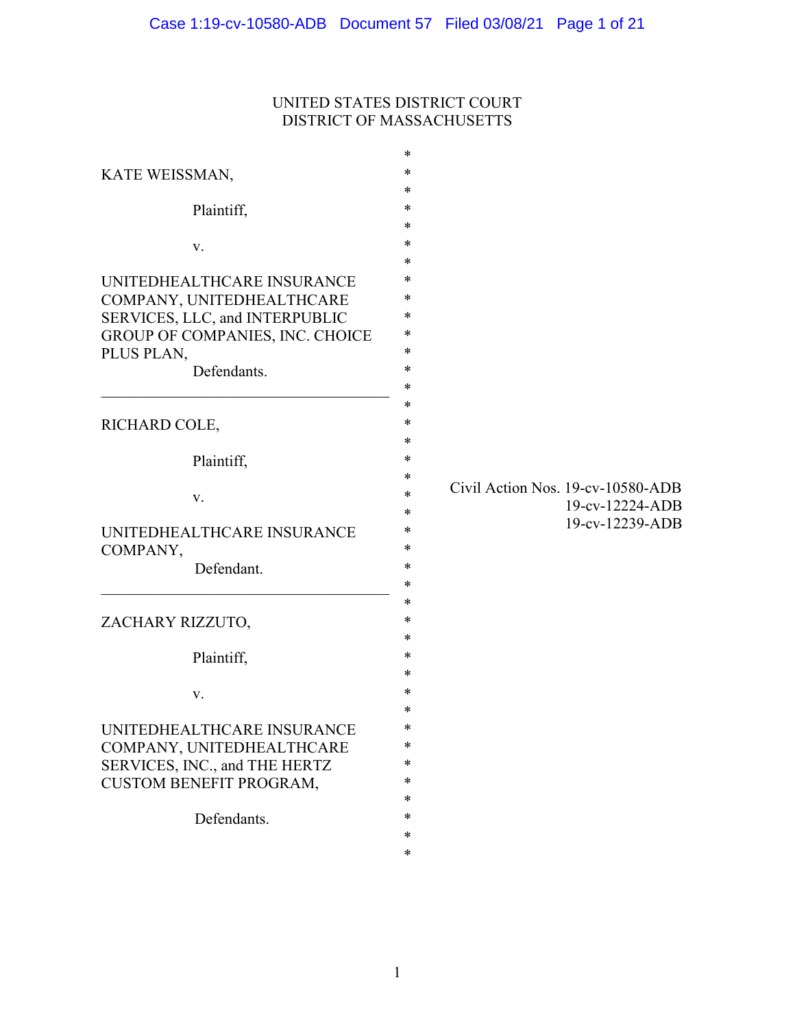UNITED STATES DISTRICT COURT
DISTRICT OF MASSACHUSETTS

KATE WEISSMAN,

Plaintiff,

v.

UNITEDHEALTHCARE INSURANCE COMPANY, UNITEDHEALTHCARE SERVICES, LLC, and INTERPUBLIC GROUP OF COMPANIES, INC. CHOICE PLUS PLAN,

Defendants.

---

RICHARD COLE,

Plaintiff,

v.

UNITEDHEALTHCARE INSURANCE COMPANY,

Defendant.

---

ZACHARY RIZZUTO,

Plaintiff,

v.

UNITEDHEALTHCARE INSURANCE COMPANY, UNITEDHEALTHCARE SERVICES, INC., and THE HERTZ CUSTOM BENEFIT PROGRAM,

Defendants.

Civil Action Nos. 19-cv-10580-ADB
19-cv-12224-ADB
19-cv-12239-ADB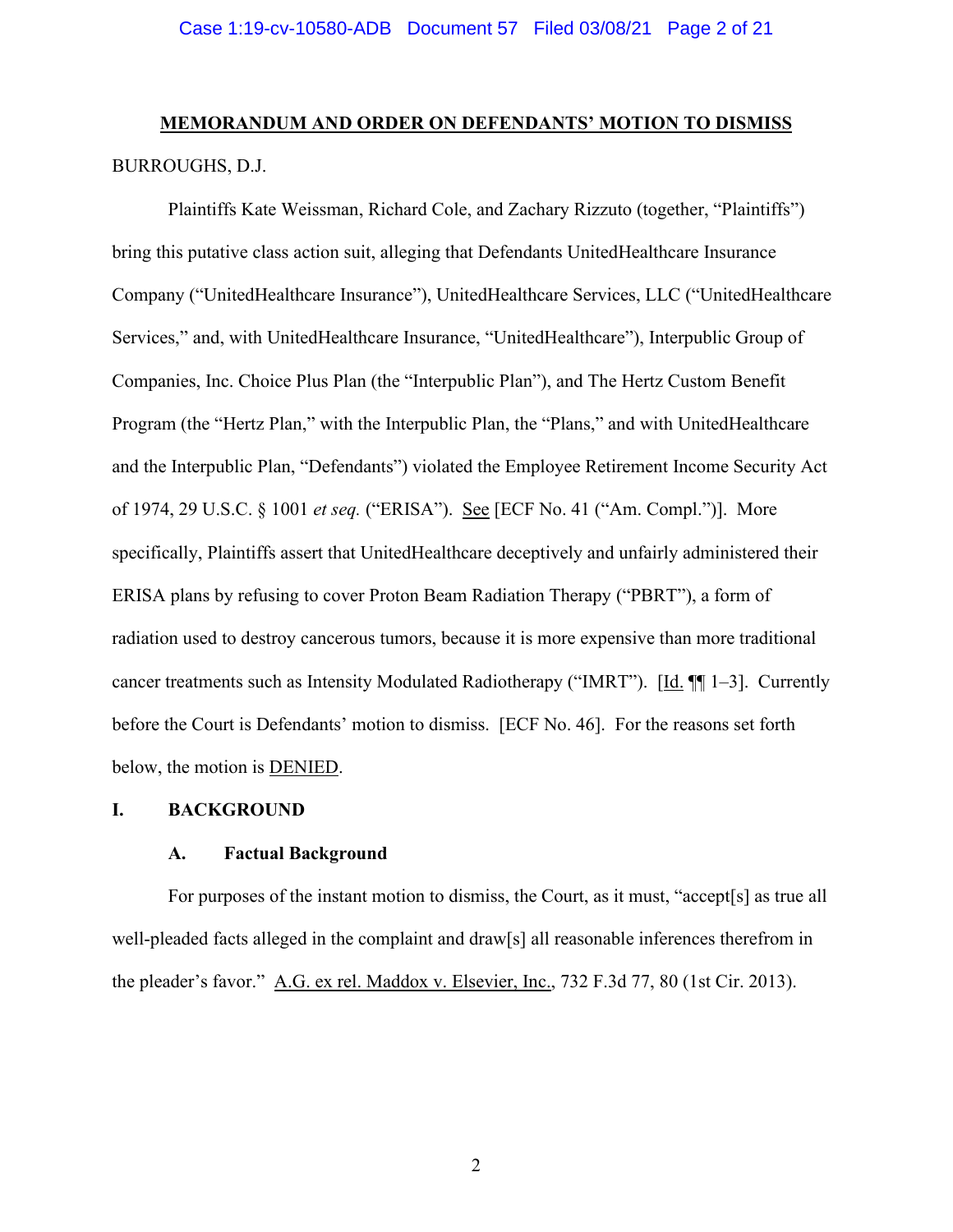**<u>MEMORANDUM AND ORDER ON DEFENDANTS' MOTION TO DISMISS</u>**

BURROUGHS, D.J.

Plaintiffs Kate Weissman, Richard Cole, and Zachary Rizzuto (together, "Plaintiffs") bring this putative class action suit, alleging that Defendants UnitedHealthcare Insurance Company ("UnitedHealthcare Insurance"), UnitedHealthcare Services, LLC ("UnitedHealthcare Services," and, with UnitedHealthcare Insurance, "UnitedHealthcare"), Interpublic Group of Companies, Inc. Choice Plus Plan (the "Interpublic Plan"), and The Hertz Custom Benefit Program (the "Hertz Plan," with the Interpublic Plan, the "Plans," and with UnitedHealthcare and the Interpublic Plan, "Defendants") violated the Employee Retirement Income Security Act of 1974, 29 U.S.C. § 1001 *et seq.* ("ERISA"). <u>See</u> [ECF No. 41 ("Am. Compl.")]. More specifically, Plaintiffs assert that UnitedHealthcare deceptively and unfairly administered their ERISA plans by refusing to cover Proton Beam Radiation Therapy ("PBRT"), a form of radiation used to destroy cancerous tumors, because it is more expensive than more traditional cancer treatments such as Intensity Modulated Radiotherapy ("IMRT"). [<u>Id.</u> ¶¶ 1–3]. Currently before the Court is Defendants' motion to dismiss. [ECF No. 46]. For the reasons set forth below, the motion is <u>DENIED</u>.

## I. BACKGROUND

### A. Factual Background

For purposes of the instant motion to dismiss, the Court, as it must, "accept[s] as true all well-pleaded facts alleged in the complaint and draw[s] all reasonable inferences therefrom in the pleader's favor." <u>A.G. ex rel. Maddox v. Elsevier, Inc.</u>, 732 F.3d 77, 80 (1st Cir. 2013).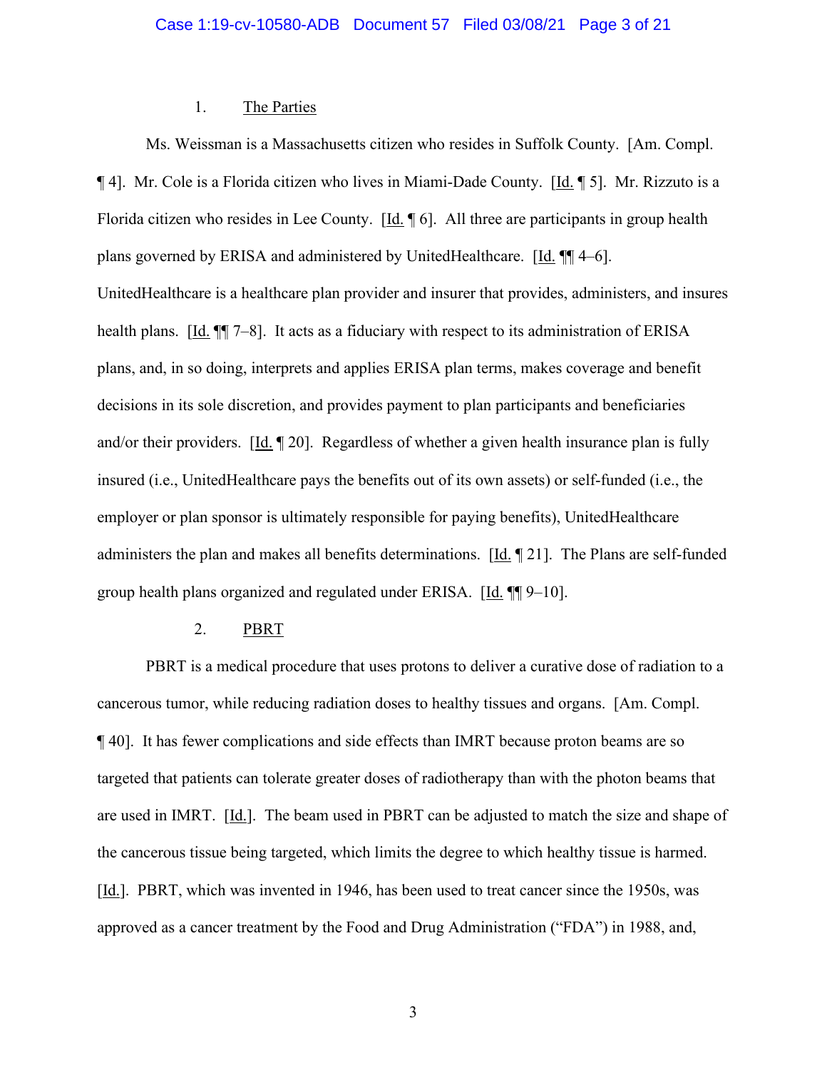1. The Parties

Ms. Weissman is a Massachusetts citizen who resides in Suffolk County. [Am. Compl. ¶ 4]. Mr. Cole is a Florida citizen who lives in Miami-Dade County. [Id. ¶ 5]. Mr. Rizzuto is a Florida citizen who resides in Lee County. [Id. ¶ 6]. All three are participants in group health plans governed by ERISA and administered by UnitedHealthcare. [Id. ¶¶ 4–6]. UnitedHealthcare is a healthcare plan provider and insurer that provides, administers, and insures health plans. [Id. ¶¶ 7–8]. It acts as a fiduciary with respect to its administration of ERISA plans, and, in so doing, interprets and applies ERISA plan terms, makes coverage and benefit decisions in its sole discretion, and provides payment to plan participants and beneficiaries and/or their providers. [Id. ¶ 20]. Regardless of whether a given health insurance plan is fully insured (i.e., UnitedHealthcare pays the benefits out of its own assets) or self-funded (i.e., the employer or plan sponsor is ultimately responsible for paying benefits), UnitedHealthcare administers the plan and makes all benefits determinations. [Id. ¶ 21]. The Plans are self-funded group health plans organized and regulated under ERISA. [Id. ¶¶ 9–10].

2. PBRT

PBRT is a medical procedure that uses protons to deliver a curative dose of radiation to a cancerous tumor, while reducing radiation doses to healthy tissues and organs. [Am. Compl. ¶ 40]. It has fewer complications and side effects than IMRT because proton beams are so targeted that patients can tolerate greater doses of radiotherapy than with the photon beams that are used in IMRT. [Id.]. The beam used in PBRT can be adjusted to match the size and shape of the cancerous tissue being targeted, which limits the degree to which healthy tissue is harmed. [Id.]. PBRT, which was invented in 1946, has been used to treat cancer since the 1950s, was approved as a cancer treatment by the Food and Drug Administration ("FDA") in 1988, and,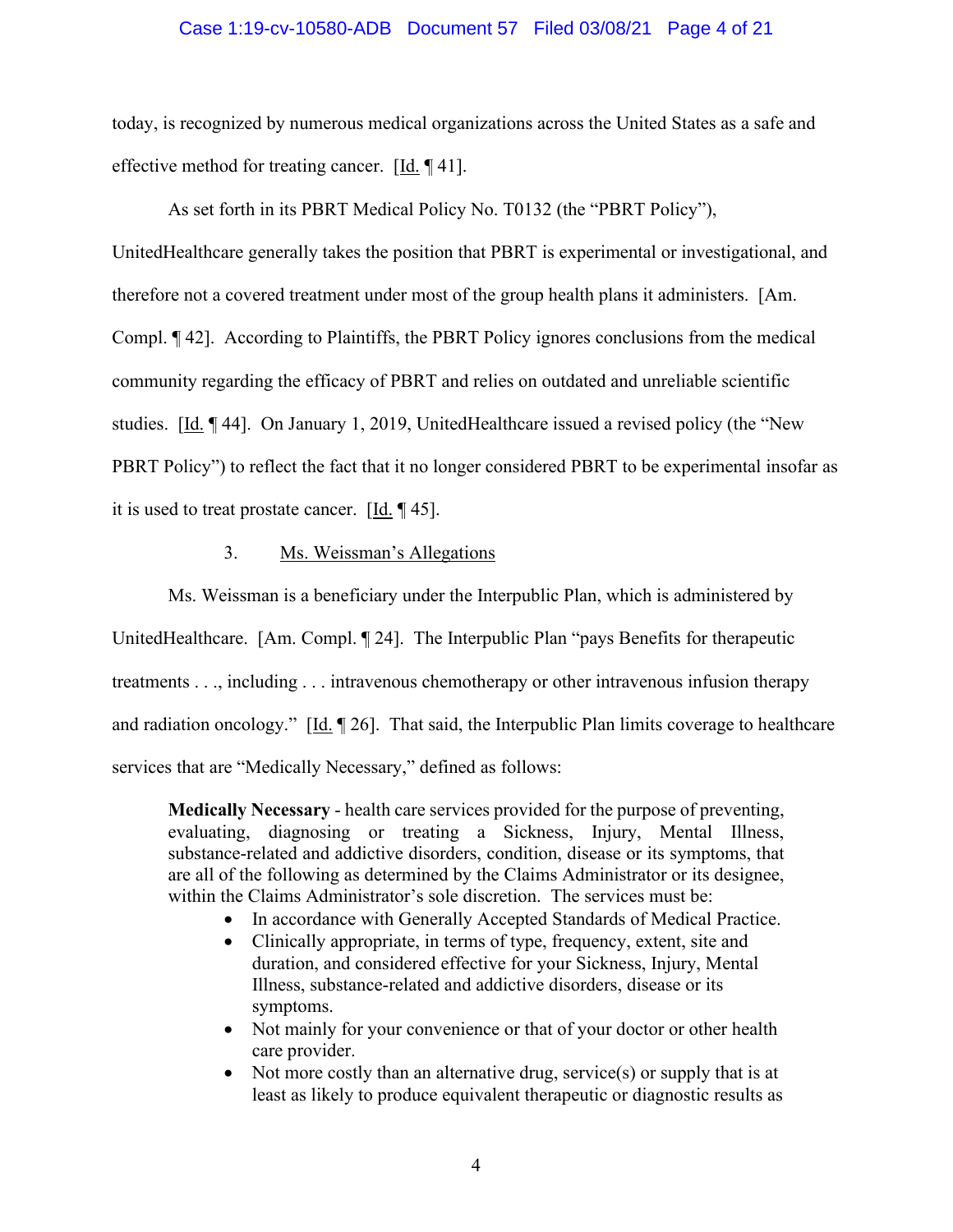today, is recognized by numerous medical organizations across the United States as a safe and effective method for treating cancer. [Id. ¶ 41].

As set forth in its PBRT Medical Policy No. T0132 (the "PBRT Policy"), UnitedHealthcare generally takes the position that PBRT is experimental or investigational, and therefore not a covered treatment under most of the group health plans it administers. [Am. Compl. ¶ 42]. According to Plaintiffs, the PBRT Policy ignores conclusions from the medical community regarding the efficacy of PBRT and relies on outdated and unreliable scientific studies. [Id. ¶ 44]. On January 1, 2019, UnitedHealthcare issued a revised policy (the "New PBRT Policy") to reflect the fact that it no longer considered PBRT to be experimental insofar as it is used to treat prostate cancer. [Id. ¶ 45].

3. Ms. Weissman's Allegations

Ms. Weissman is a beneficiary under the Interpublic Plan, which is administered by UnitedHealthcare. [Am. Compl. ¶ 24]. The Interpublic Plan "pays Benefits for therapeutic treatments . . ., including . . . intravenous chemotherapy or other intravenous infusion therapy and radiation oncology." [Id. ¶ 26]. That said, the Interpublic Plan limits coverage to healthcare services that are "Medically Necessary," defined as follows:

> **Medically Necessary** - health care services provided for the purpose of preventing, evaluating, diagnosing or treating a Sickness, Injury, Mental Illness, substance-related and addictive disorders, condition, disease or its symptoms, that are all of the following as determined by the Claims Administrator or its designee, within the Claims Administrator's sole discretion. The services must be:
>
> - In accordance with Generally Accepted Standards of Medical Practice.
> - Clinically appropriate, in terms of type, frequency, extent, site and duration, and considered effective for your Sickness, Injury, Mental Illness, substance-related and addictive disorders, disease or its symptoms.
> - Not mainly for your convenience or that of your doctor or other health care provider.
> - Not more costly than an alternative drug, service(s) or supply that is at least as likely to produce equivalent therapeutic or diagnostic results as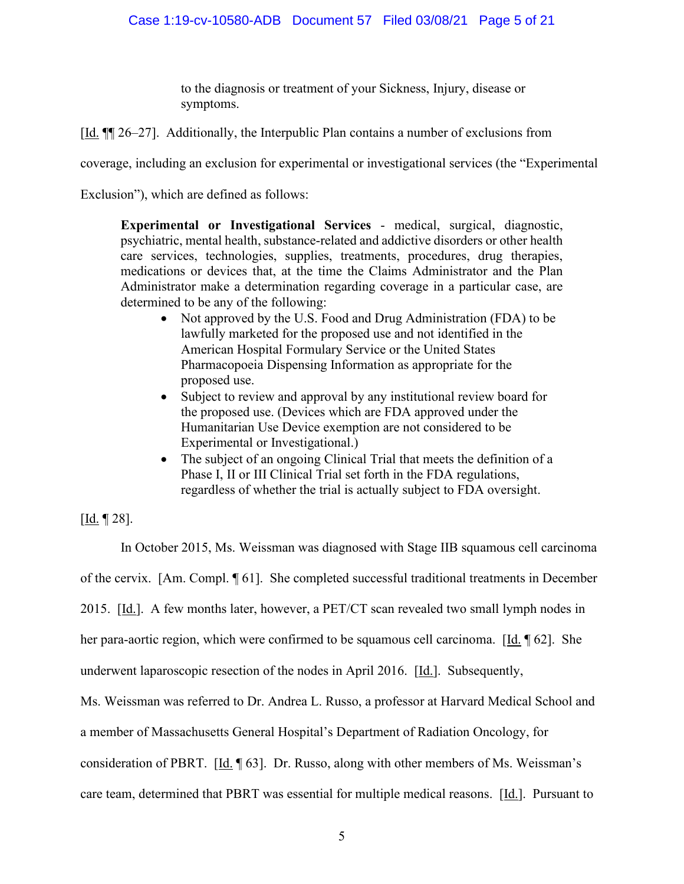> to the diagnosis or treatment of your Sickness, Injury, disease or symptoms.

[Id. ¶¶ 26–27]. Additionally, the Interpublic Plan contains a number of exclusions from coverage, including an exclusion for experimental or investigational services (the "Experimental Exclusion"), which are defined as follows:

> **Experimental or Investigational Services** - medical, surgical, diagnostic, psychiatric, mental health, substance-related and addictive disorders or other health care services, technologies, supplies, treatments, procedures, drug therapies, medications or devices that, at the time the Claims Administrator and the Plan Administrator make a determination regarding coverage in a particular case, are determined to be any of the following:
>
> - Not approved by the U.S. Food and Drug Administration (FDA) to be lawfully marketed for the proposed use and not identified in the American Hospital Formulary Service or the United States Pharmacopoeia Dispensing Information as appropriate for the proposed use.
> - Subject to review and approval by any institutional review board for the proposed use. (Devices which are FDA approved under the Humanitarian Use Device exemption are not considered to be Experimental or Investigational.)
> - The subject of an ongoing Clinical Trial that meets the definition of a Phase I, II or III Clinical Trial set forth in the FDA regulations, regardless of whether the trial is actually subject to FDA oversight.

[Id. ¶ 28].

In October 2015, Ms. Weissman was diagnosed with Stage IIB squamous cell carcinoma of the cervix. [Am. Compl. ¶ 61]. She completed successful traditional treatments in December 2015. [Id.]. A few months later, however, a PET/CT scan revealed two small lymph nodes in her para-aortic region, which were confirmed to be squamous cell carcinoma. [Id. ¶ 62]. She underwent laparoscopic resection of the nodes in April 2016. [Id.]. Subsequently, Ms. Weissman was referred to Dr. Andrea L. Russo, a professor at Harvard Medical School and a member of Massachusetts General Hospital's Department of Radiation Oncology, for consideration of PBRT. [Id. ¶ 63]. Dr. Russo, along with other members of Ms. Weissman's care team, determined that PBRT was essential for multiple medical reasons. [Id.]. Pursuant to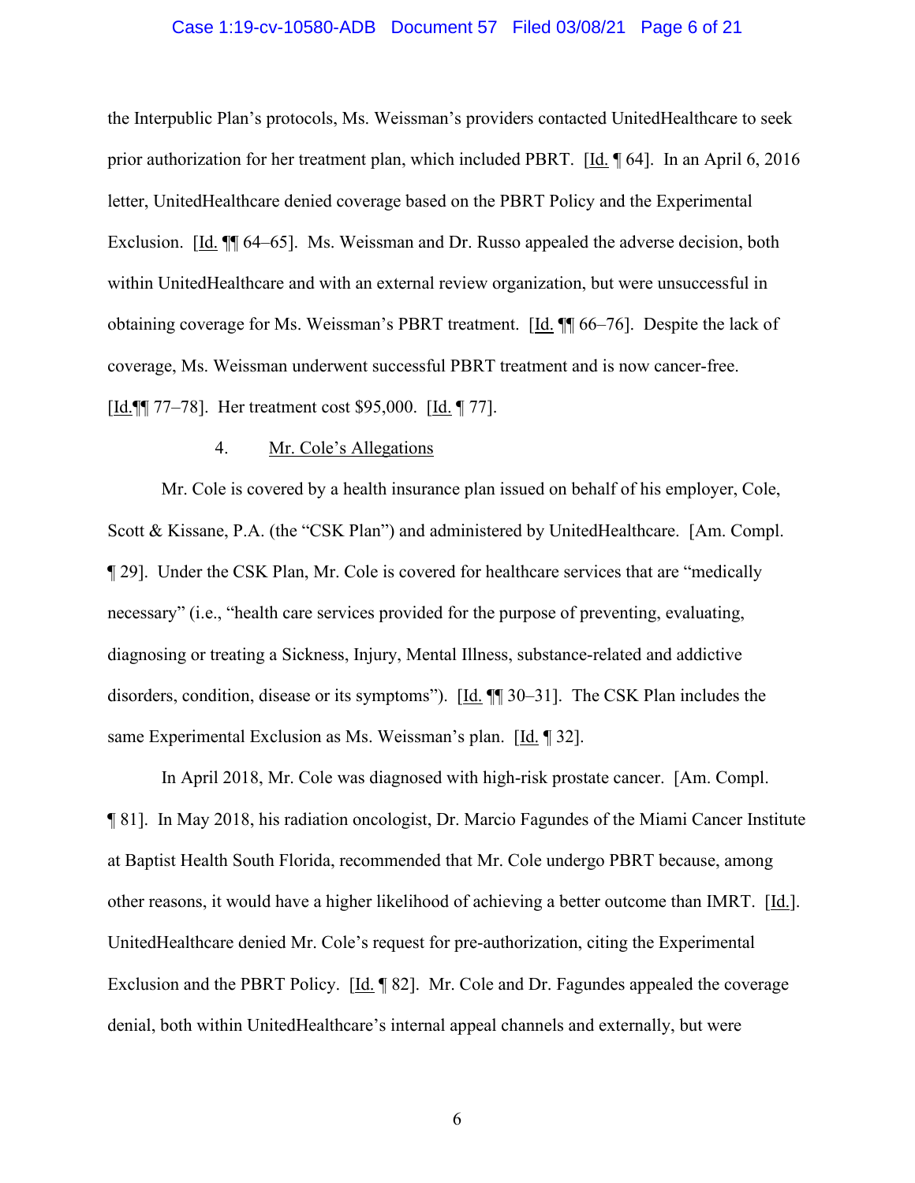the Interpublic Plan's protocols, Ms. Weissman's providers contacted UnitedHealthcare to seek prior authorization for her treatment plan, which included PBRT. [Id. ¶ 64]. In an April 6, 2016 letter, UnitedHealthcare denied coverage based on the PBRT Policy and the Experimental Exclusion. [Id. ¶¶ 64–65]. Ms. Weissman and Dr. Russo appealed the adverse decision, both within UnitedHealthcare and with an external review organization, but were unsuccessful in obtaining coverage for Ms. Weissman's PBRT treatment. [Id. ¶¶ 66–76]. Despite the lack of coverage, Ms. Weissman underwent successful PBRT treatment and is now cancer-free. [Id.¶¶ 77–78]. Her treatment cost $95,000. [Id. ¶ 77].

4. Mr. Cole's Allegations

Mr. Cole is covered by a health insurance plan issued on behalf of his employer, Cole, Scott & Kissane, P.A. (the "CSK Plan") and administered by UnitedHealthcare. [Am. Compl. ¶ 29]. Under the CSK Plan, Mr. Cole is covered for healthcare services that are "medically necessary" (i.e., "health care services provided for the purpose of preventing, evaluating, diagnosing or treating a Sickness, Injury, Mental Illness, substance-related and addictive disorders, condition, disease or its symptoms"). [Id. ¶¶ 30–31]. The CSK Plan includes the same Experimental Exclusion as Ms. Weissman's plan. [Id. ¶ 32].

In April 2018, Mr. Cole was diagnosed with high-risk prostate cancer. [Am. Compl. ¶ 81]. In May 2018, his radiation oncologist, Dr. Marcio Fagundes of the Miami Cancer Institute at Baptist Health South Florida, recommended that Mr. Cole undergo PBRT because, among other reasons, it would have a higher likelihood of achieving a better outcome than IMRT. [Id.]. UnitedHealthcare denied Mr. Cole's request for pre-authorization, citing the Experimental Exclusion and the PBRT Policy. [Id. ¶ 82]. Mr. Cole and Dr. Fagundes appealed the coverage denial, both within UnitedHealthcare's internal appeal channels and externally, but were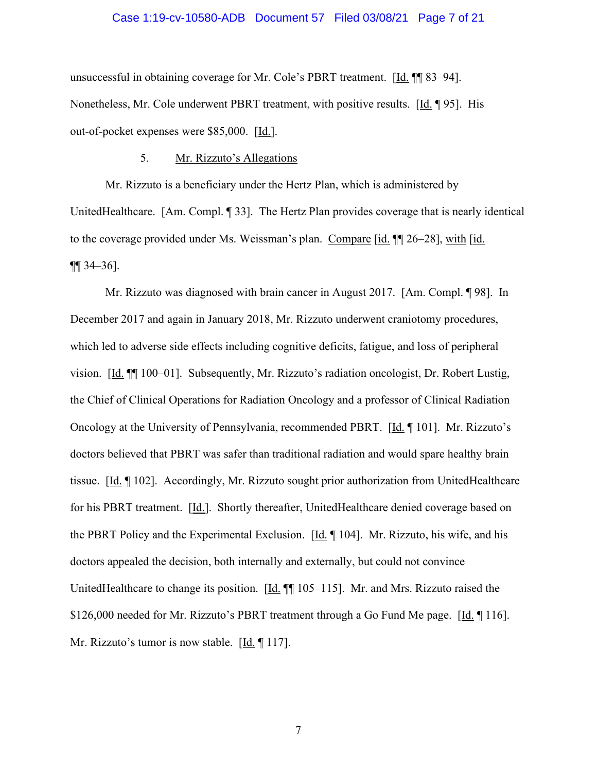unsuccessful in obtaining coverage for Mr. Cole's PBRT treatment. [Id. ¶¶ 83–94]. Nonetheless, Mr. Cole underwent PBRT treatment, with positive results. [Id. ¶ 95]. His out-of-pocket expenses were $85,000. [Id.].

5. Mr. Rizzuto's Allegations

Mr. Rizzuto is a beneficiary under the Hertz Plan, which is administered by UnitedHealthcare. [Am. Compl. ¶ 33]. The Hertz Plan provides coverage that is nearly identical to the coverage provided under Ms. Weissman's plan. Compare [id. ¶¶ 26–28], with [id. ¶¶ 34–36].

Mr. Rizzuto was diagnosed with brain cancer in August 2017. [Am. Compl. ¶ 98]. In December 2017 and again in January 2018, Mr. Rizzuto underwent craniotomy procedures, which led to adverse side effects including cognitive deficits, fatigue, and loss of peripheral vision. [Id. ¶¶ 100–01]. Subsequently, Mr. Rizzuto's radiation oncologist, Dr. Robert Lustig, the Chief of Clinical Operations for Radiation Oncology and a professor of Clinical Radiation Oncology at the University of Pennsylvania, recommended PBRT. [Id. ¶ 101]. Mr. Rizzuto's doctors believed that PBRT was safer than traditional radiation and would spare healthy brain tissue. [Id. ¶ 102]. Accordingly, Mr. Rizzuto sought prior authorization from UnitedHealthcare for his PBRT treatment. [Id.]. Shortly thereafter, UnitedHealthcare denied coverage based on the PBRT Policy and the Experimental Exclusion. [Id. ¶ 104]. Mr. Rizzuto, his wife, and his doctors appealed the decision, both internally and externally, but could not convince UnitedHealthcare to change its position. [Id. ¶¶ 105–115]. Mr. and Mrs. Rizzuto raised the $126,000 needed for Mr. Rizzuto's PBRT treatment through a Go Fund Me page. [Id. ¶ 116]. Mr. Rizzuto's tumor is now stable. [Id. ¶ 117].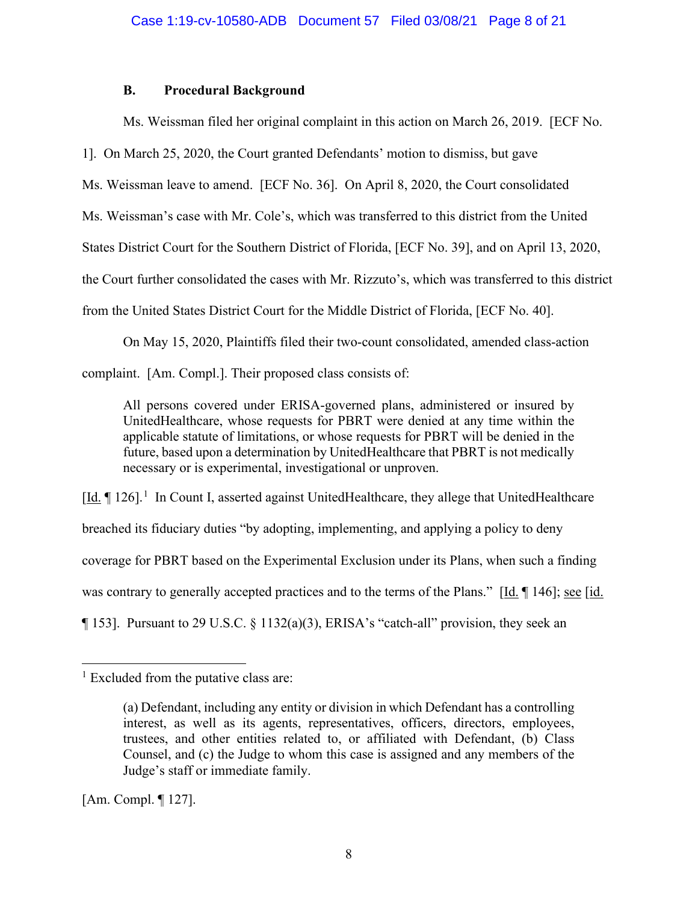### B. Procedural Background

Ms. Weissman filed her original complaint in this action on March 26, 2019. [ECF No. 1]. On March 25, 2020, the Court granted Defendants' motion to dismiss, but gave Ms. Weissman leave to amend. [ECF No. 36]. On April 8, 2020, the Court consolidated Ms. Weissman's case with Mr. Cole's, which was transferred to this district from the United States District Court for the Southern District of Florida, [ECF No. 39], and on April 13, 2020, the Court further consolidated the cases with Mr. Rizzuto's, which was transferred to this district from the United States District Court for the Middle District of Florida, [ECF No. 40].

On May 15, 2020, Plaintiffs filed their two-count consolidated, amended class-action complaint. [Am. Compl.]. Their proposed class consists of:

> All persons covered under ERISA-governed plans, administered or insured by UnitedHealthcare, whose requests for PBRT were denied at any time within the applicable statute of limitations, or whose requests for PBRT will be denied in the future, based upon a determination by UnitedHealthcare that PBRT is not medically necessary or is experimental, investigational or unproven.

[Id. ¶ 126].[1] In Count I, asserted against UnitedHealthcare, they allege that UnitedHealthcare breached its fiduciary duties "by adopting, implementing, and applying a policy to deny coverage for PBRT based on the Experimental Exclusion under its Plans, when such a finding was contrary to generally accepted practices and to the terms of the Plans." [Id. ¶ 146]; see [id. ¶ 153]. Pursuant to 29 U.S.C. § 1132(a)(3), ERISA's "catch-all" provision, they seek an

---

[1] Excluded from the putative class are:

> (a) Defendant, including any entity or division in which Defendant has a controlling interest, as well as its agents, representatives, officers, directors, employees, trustees, and other entities related to, or affiliated with Defendant, (b) Class Counsel, and (c) the Judge to whom this case is assigned and any members of the Judge's staff or immediate family.

[Am. Compl. ¶ 127].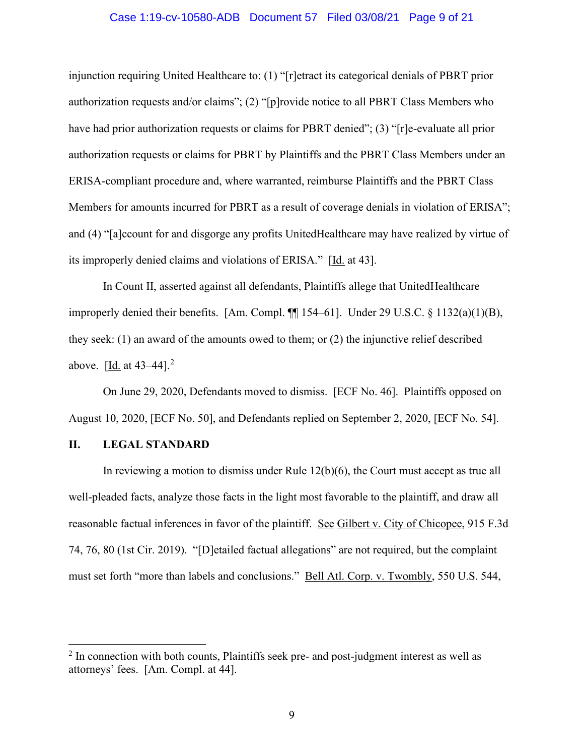injunction requiring United Healthcare to: (1) "[r]etract its categorical denials of PBRT prior authorization requests and/or claims"; (2) "[p]rovide notice to all PBRT Class Members who have had prior authorization requests or claims for PBRT denied"; (3) "[r]e-evaluate all prior authorization requests or claims for PBRT by Plaintiffs and the PBRT Class Members under an ERISA-compliant procedure and, where warranted, reimburse Plaintiffs and the PBRT Class Members for amounts incurred for PBRT as a result of coverage denials in violation of ERISA"; and (4) "[a]ccount for and disgorge any profits UnitedHealthcare may have realized by virtue of its improperly denied claims and violations of ERISA." [Id. at 43].

In Count II, asserted against all defendants, Plaintiffs allege that UnitedHealthcare improperly denied their benefits. [Am. Compl. ¶¶ 154–61]. Under 29 U.S.C. § 1132(a)(1)(B), they seek: (1) an award of the amounts owed to them; or (2) the injunctive relief described above. [Id. at 43–44].[2]

On June 29, 2020, Defendants moved to dismiss. [ECF No. 46]. Plaintiffs opposed on August 10, 2020, [ECF No. 50], and Defendants replied on September 2, 2020, [ECF No. 54].

## II. LEGAL STANDARD

In reviewing a motion to dismiss under Rule 12(b)(6), the Court must accept as true all well-pleaded facts, analyze those facts in the light most favorable to the plaintiff, and draw all reasonable factual inferences in favor of the plaintiff. See Gilbert v. City of Chicopee, 915 F.3d 74, 76, 80 (1st Cir. 2019). "[D]etailed factual allegations" are not required, but the complaint must set forth "more than labels and conclusions." Bell Atl. Corp. v. Twombly, 550 U.S. 544,

---

[2] In connection with both counts, Plaintiffs seek pre- and post-judgment interest as well as attorneys' fees. [Am. Compl. at 44].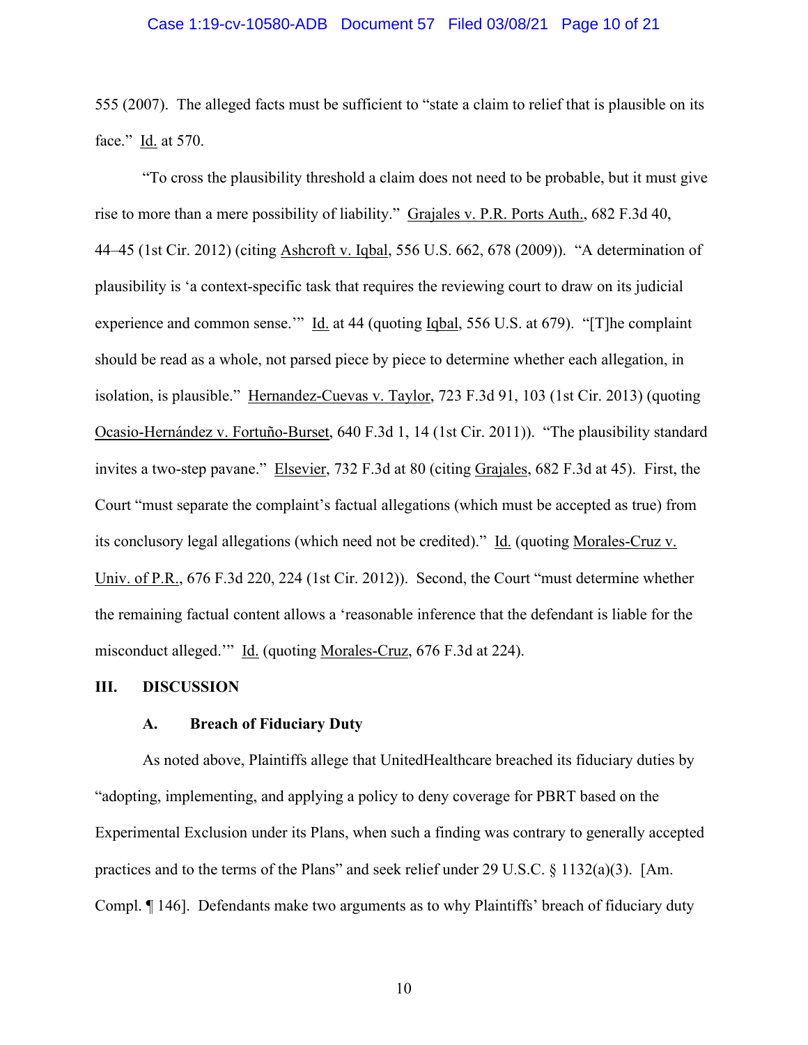555 (2007). The alleged facts must be sufficient to "state a claim to relief that is plausible on its face." Id. at 570.

"To cross the plausibility threshold a claim does not need to be probable, but it must give rise to more than a mere possibility of liability." Grajales v. P.R. Ports Auth., 682 F.3d 40, 44–45 (1st Cir. 2012) (citing Ashcroft v. Iqbal, 556 U.S. 662, 678 (2009)). "A determination of plausibility is 'a context-specific task that requires the reviewing court to draw on its judicial experience and common sense.'" Id. at 44 (quoting Iqbal, 556 U.S. at 679). "[T]he complaint should be read as a whole, not parsed piece by piece to determine whether each allegation, in isolation, is plausible." Hernandez-Cuevas v. Taylor, 723 F.3d 91, 103 (1st Cir. 2013) (quoting Ocasio-Hernández v. Fortuño-Burset, 640 F.3d 1, 14 (1st Cir. 2011)). "The plausibility standard invites a two-step pavane." Elsevier, 732 F.3d at 80 (citing Grajales, 682 F.3d at 45). First, the Court "must separate the complaint's factual allegations (which must be accepted as true) from its conclusory legal allegations (which need not be credited)." Id. (quoting Morales-Cruz v. Univ. of P.R., 676 F.3d 220, 224 (1st Cir. 2012)). Second, the Court "must determine whether the remaining factual content allows a 'reasonable inference that the defendant is liable for the misconduct alleged.'" Id. (quoting Morales-Cruz, 676 F.3d at 224).

## III. DISCUSSION

### A. Breach of Fiduciary Duty

As noted above, Plaintiffs allege that UnitedHealthcare breached its fiduciary duties by "adopting, implementing, and applying a policy to deny coverage for PBRT based on the Experimental Exclusion under its Plans, when such a finding was contrary to generally accepted practices and to the terms of the Plans" and seek relief under 29 U.S.C. § 1132(a)(3). [Am. Compl. ¶ 146]. Defendants make two arguments as to why Plaintiffs' breach of fiduciary duty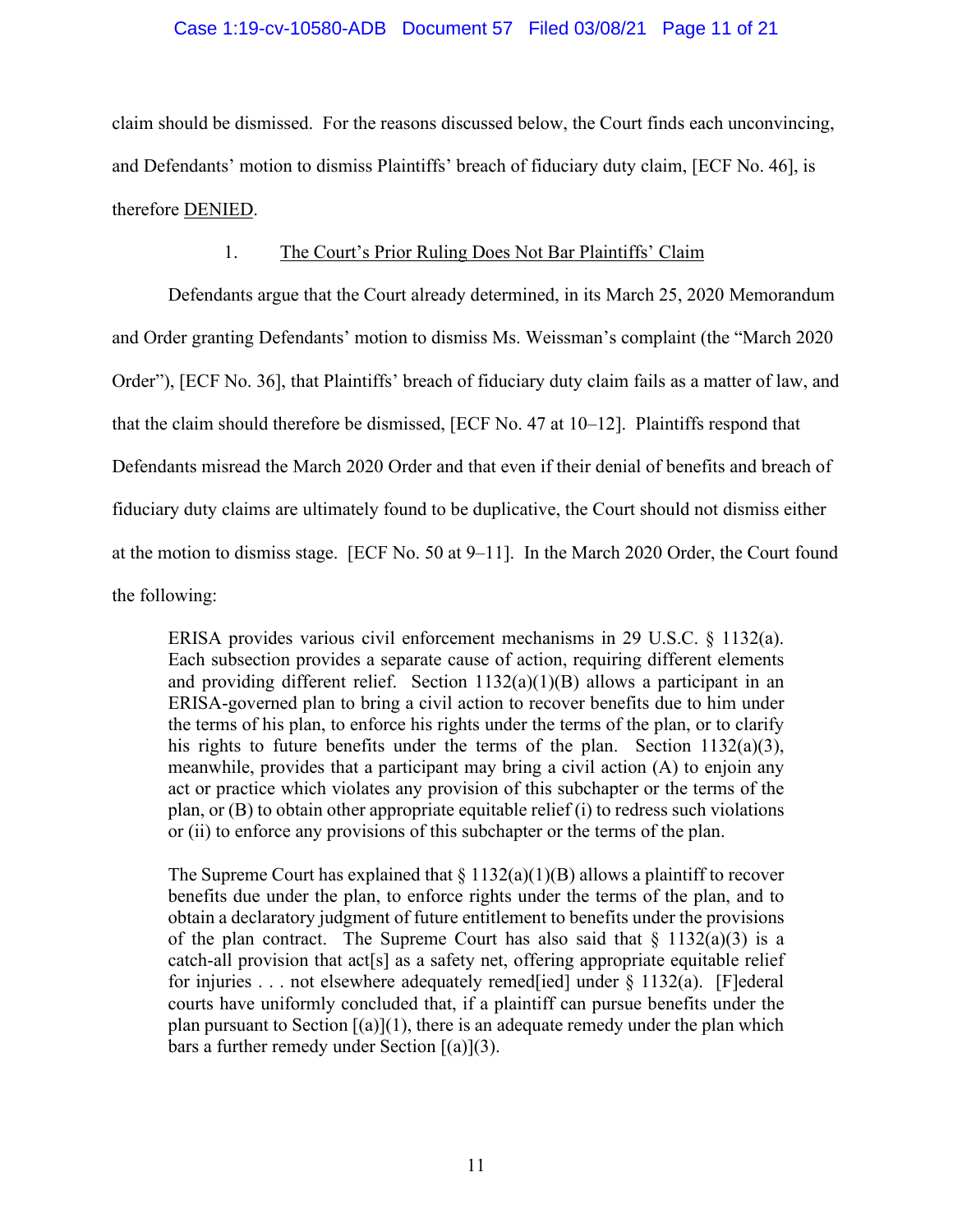claim should be dismissed. For the reasons discussed below, the Court finds each unconvincing, and Defendants' motion to dismiss Plaintiffs' breach of fiduciary duty claim, [ECF No. 46], is therefore DENIED.

1. The Court's Prior Ruling Does Not Bar Plaintiffs' Claim

Defendants argue that the Court already determined, in its March 25, 2020 Memorandum and Order granting Defendants' motion to dismiss Ms. Weissman's complaint (the "March 2020 Order"), [ECF No. 36], that Plaintiffs' breach of fiduciary duty claim fails as a matter of law, and that the claim should therefore be dismissed, [ECF No. 47 at 10–12]. Plaintiffs respond that Defendants misread the March 2020 Order and that even if their denial of benefits and breach of fiduciary duty claims are ultimately found to be duplicative, the Court should not dismiss either at the motion to dismiss stage. [ECF No. 50 at 9–11]. In the March 2020 Order, the Court found the following:

> ERISA provides various civil enforcement mechanisms in 29 U.S.C. § 1132(a). Each subsection provides a separate cause of action, requiring different elements and providing different relief. Section 1132(a)(1)(B) allows a participant in an ERISA-governed plan to bring a civil action to recover benefits due to him under the terms of his plan, to enforce his rights under the terms of the plan, or to clarify his rights to future benefits under the terms of the plan. Section 1132(a)(3), meanwhile, provides that a participant may bring a civil action (A) to enjoin any act or practice which violates any provision of this subchapter or the terms of the plan, or (B) to obtain other appropriate equitable relief (i) to redress such violations or (ii) to enforce any provisions of this subchapter or the terms of the plan.
>
> The Supreme Court has explained that § 1132(a)(1)(B) allows a plaintiff to recover benefits due under the plan, to enforce rights under the terms of the plan, and to obtain a declaratory judgment of future entitlement to benefits under the provisions of the plan contract. The Supreme Court has also said that § 1132(a)(3) is a catch-all provision that act[s] as a safety net, offering appropriate equitable relief for injuries . . . not elsewhere adequately remed[ied] under § 1132(a). [F]ederal courts have uniformly concluded that, if a plaintiff can pursue benefits under the plan pursuant to Section [(a)](1), there is an adequate remedy under the plan which bars a further remedy under Section [(a)](3).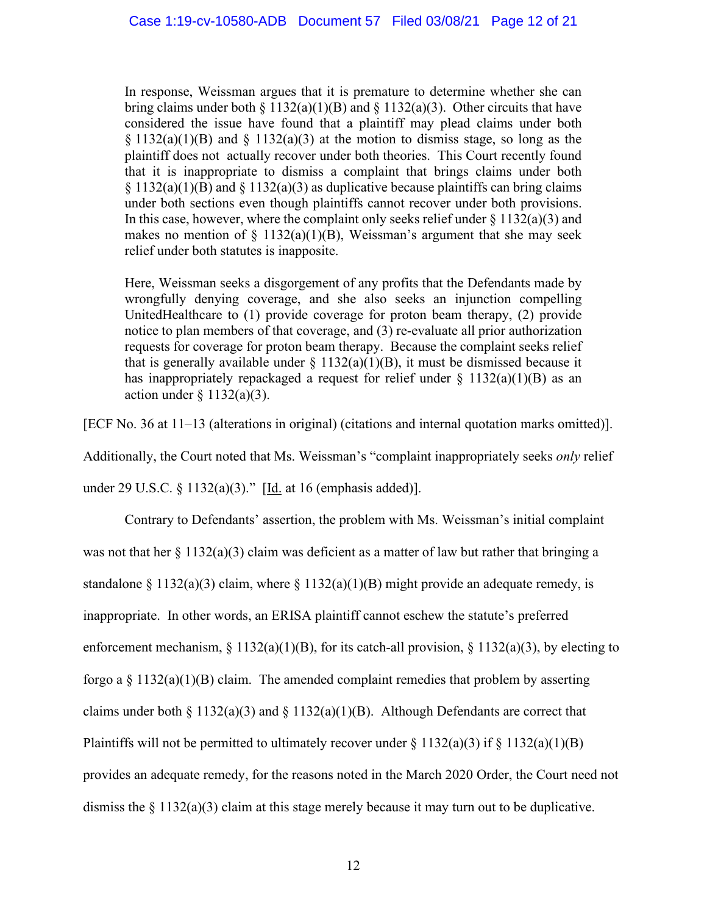> In response, Weissman argues that it is premature to determine whether she can bring claims under both § 1132(a)(1)(B) and § 1132(a)(3). Other circuits that have considered the issue have found that a plaintiff may plead claims under both § 1132(a)(1)(B) and § 1132(a)(3) at the motion to dismiss stage, so long as the plaintiff does not actually recover under both theories. This Court recently found that it is inappropriate to dismiss a complaint that brings claims under both § 1132(a)(1)(B) and § 1132(a)(3) as duplicative because plaintiffs can bring claims under both sections even though plaintiffs cannot recover under both provisions. In this case, however, where the complaint only seeks relief under § 1132(a)(3) and makes no mention of § 1132(a)(1)(B), Weissman's argument that she may seek relief under both statutes is inapposite.
>
> Here, Weissman seeks a disgorgement of any profits that the Defendants made by wrongfully denying coverage, and she also seeks an injunction compelling UnitedHealthcare to (1) provide coverage for proton beam therapy, (2) provide notice to plan members of that coverage, and (3) re-evaluate all prior authorization requests for coverage for proton beam therapy. Because the complaint seeks relief that is generally available under § 1132(a)(1)(B), it must be dismissed because it has inappropriately repackaged a request for relief under § 1132(a)(1)(B) as an action under § 1132(a)(3).

[ECF No. 36 at 11–13 (alterations in original) (citations and internal quotation marks omitted)]. Additionally, the Court noted that Ms. Weissman's "complaint inappropriately seeks *only* relief under 29 U.S.C. § 1132(a)(3)." [Id. at 16 (emphasis added)].

Contrary to Defendants' assertion, the problem with Ms. Weissman's initial complaint was not that her § 1132(a)(3) claim was deficient as a matter of law but rather that bringing a standalone § 1132(a)(3) claim, where § 1132(a)(1)(B) might provide an adequate remedy, is inappropriate. In other words, an ERISA plaintiff cannot eschew the statute's preferred enforcement mechanism, § 1132(a)(1)(B), for its catch-all provision, § 1132(a)(3), by electing to forgo a § 1132(a)(1)(B) claim. The amended complaint remedies that problem by asserting claims under both § 1132(a)(3) and § 1132(a)(1)(B). Although Defendants are correct that Plaintiffs will not be permitted to ultimately recover under § 1132(a)(3) if § 1132(a)(1)(B) provides an adequate remedy, for the reasons noted in the March 2020 Order, the Court need not dismiss the § 1132(a)(3) claim at this stage merely because it may turn out to be duplicative.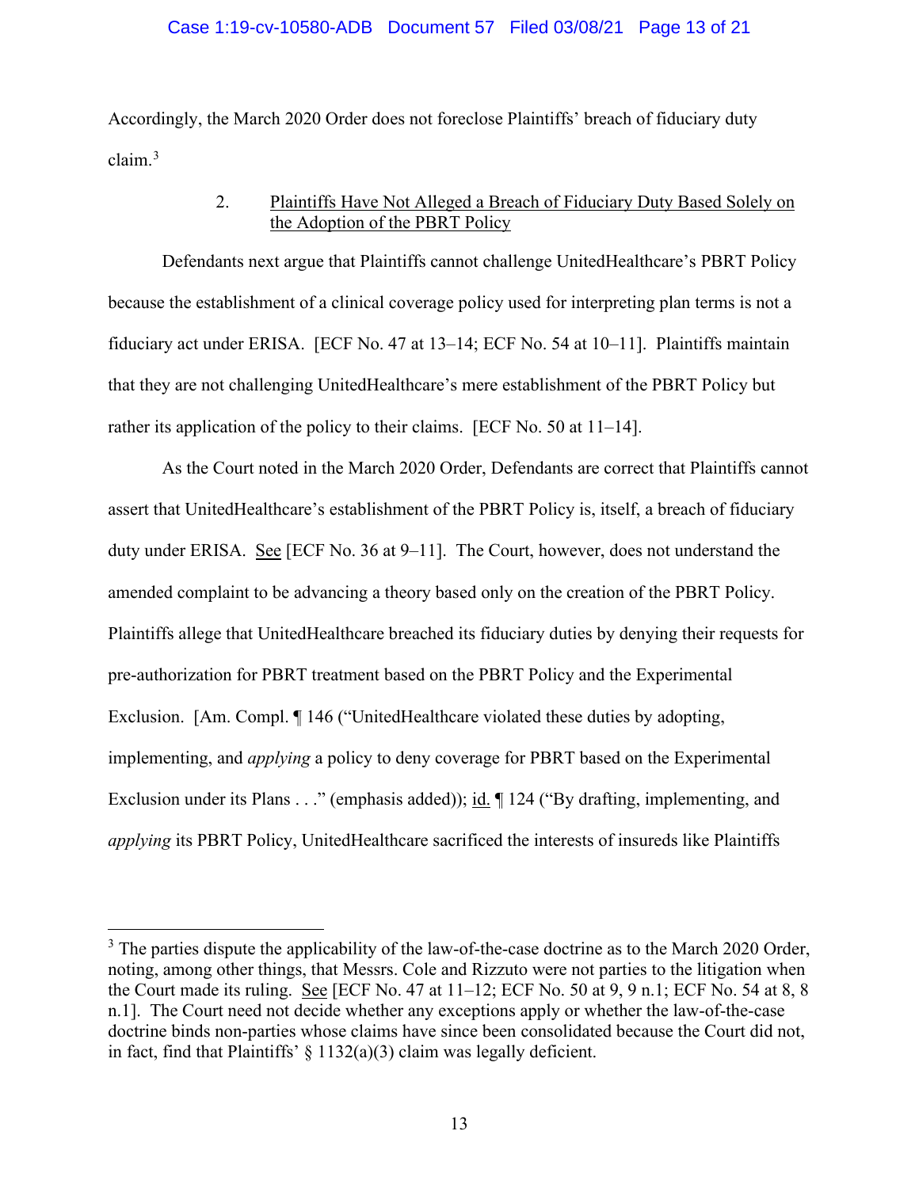Accordingly, the March 2020 Order does not foreclose Plaintiffs' breach of fiduciary duty claim.[3]

2. Plaintiffs Have Not Alleged a Breach of Fiduciary Duty Based Solely on the Adoption of the PBRT Policy

Defendants next argue that Plaintiffs cannot challenge UnitedHealthcare's PBRT Policy because the establishment of a clinical coverage policy used for interpreting plan terms is not a fiduciary act under ERISA. [ECF No. 47 at 13–14; ECF No. 54 at 10–11]. Plaintiffs maintain that they are not challenging UnitedHealthcare's mere establishment of the PBRT Policy but rather its application of the policy to their claims. [ECF No. 50 at 11–14].

As the Court noted in the March 2020 Order, Defendants are correct that Plaintiffs cannot assert that UnitedHealthcare's establishment of the PBRT Policy is, itself, a breach of fiduciary duty under ERISA. See [ECF No. 36 at 9–11]. The Court, however, does not understand the amended complaint to be advancing a theory based only on the creation of the PBRT Policy. Plaintiffs allege that UnitedHealthcare breached its fiduciary duties by denying their requests for pre-authorization for PBRT treatment based on the PBRT Policy and the Experimental Exclusion. [Am. Compl. ¶ 146 ("UnitedHealthcare violated these duties by adopting, implementing, and *applying* a policy to deny coverage for PBRT based on the Experimental Exclusion under its Plans . . ." (emphasis added)); id. ¶ 124 ("By drafting, implementing, and *applying* its PBRT Policy, UnitedHealthcare sacrificed the interests of insureds like Plaintiffs

[3] The parties dispute the applicability of the law-of-the-case doctrine as to the March 2020 Order, noting, among other things, that Messrs. Cole and Rizzuto were not parties to the litigation when the Court made its ruling. See [ECF No. 47 at 11–12; ECF No. 50 at 9, 9 n.1; ECF No. 54 at 8, 8 n.1]. The Court need not decide whether any exceptions apply or whether the law-of-the-case doctrine binds non-parties whose claims have since been consolidated because the Court did not, in fact, find that Plaintiffs' § 1132(a)(3) claim was legally deficient.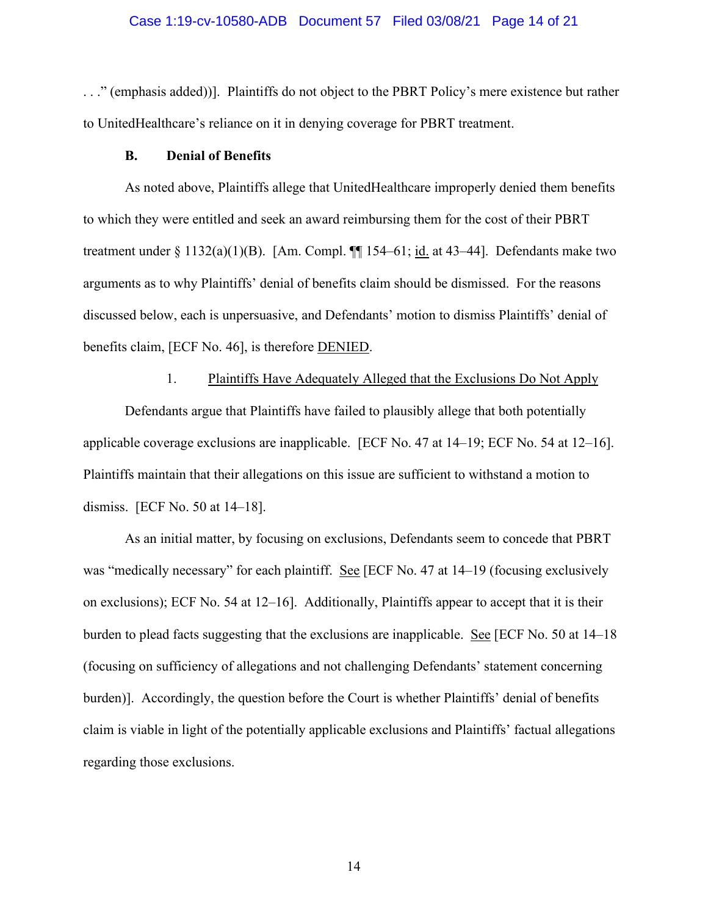. . .” (emphasis added))]. Plaintiffs do not object to the PBRT Policy’s mere existence but rather to UnitedHealthcare’s reliance on it in denying coverage for PBRT treatment.

### B. Denial of Benefits

As noted above, Plaintiffs allege that UnitedHealthcare improperly denied them benefits to which they were entitled and seek an award reimbursing them for the cost of their PBRT treatment under § 1132(a)(1)(B). [Am. Compl. ¶¶ 154–61; id. at 43–44]. Defendants make two arguments as to why Plaintiffs’ denial of benefits claim should be dismissed. For the reasons discussed below, each is unpersuasive, and Defendants’ motion to dismiss Plaintiffs’ denial of benefits claim, [ECF No. 46], is therefore DENIED.

#### 1. Plaintiffs Have Adequately Alleged that the Exclusions Do Not Apply

Defendants argue that Plaintiffs have failed to plausibly allege that both potentially applicable coverage exclusions are inapplicable. [ECF No. 47 at 14–19; ECF No. 54 at 12–16]. Plaintiffs maintain that their allegations on this issue are sufficient to withstand a motion to dismiss. [ECF No. 50 at 14–18].

As an initial matter, by focusing on exclusions, Defendants seem to concede that PBRT was “medically necessary” for each plaintiff. See [ECF No. 47 at 14–19 (focusing exclusively on exclusions); ECF No. 54 at 12–16]. Additionally, Plaintiffs appear to accept that it is their burden to plead facts suggesting that the exclusions are inapplicable. See [ECF No. 50 at 14–18 (focusing on sufficiency of allegations and not challenging Defendants’ statement concerning burden)]. Accordingly, the question before the Court is whether Plaintiffs’ denial of benefits claim is viable in light of the potentially applicable exclusions and Plaintiffs’ factual allegations regarding those exclusions.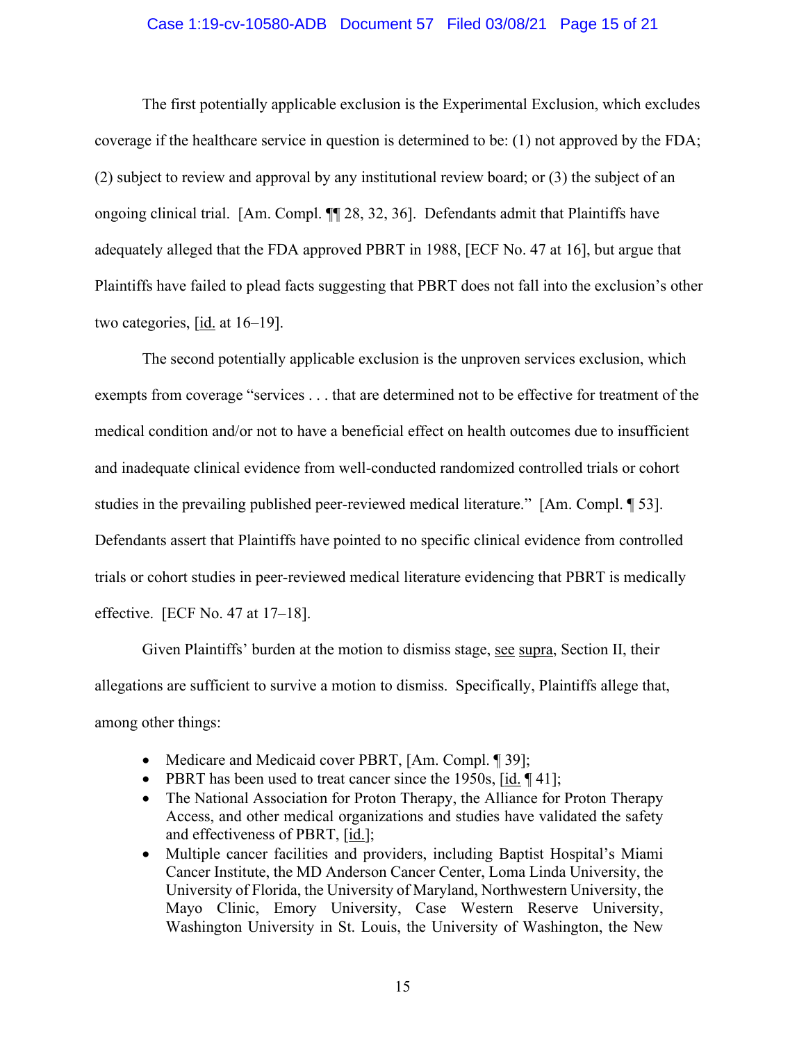The first potentially applicable exclusion is the Experimental Exclusion, which excludes coverage if the healthcare service in question is determined to be: (1) not approved by the FDA; (2) subject to review and approval by any institutional review board; or (3) the subject of an ongoing clinical trial. [Am. Compl. ¶¶ 28, 32, 36]. Defendants admit that Plaintiffs have adequately alleged that the FDA approved PBRT in 1988, [ECF No. 47 at 16], but argue that Plaintiffs have failed to plead facts suggesting that PBRT does not fall into the exclusion's other two categories, [id. at 16–19].

The second potentially applicable exclusion is the unproven services exclusion, which exempts from coverage "services . . . that are determined not to be effective for treatment of the medical condition and/or not to have a beneficial effect on health outcomes due to insufficient and inadequate clinical evidence from well-conducted randomized controlled trials or cohort studies in the prevailing published peer-reviewed medical literature." [Am. Compl. ¶ 53]. Defendants assert that Plaintiffs have pointed to no specific clinical evidence from controlled trials or cohort studies in peer-reviewed medical literature evidencing that PBRT is medically effective. [ECF No. 47 at 17–18].

Given Plaintiffs' burden at the motion to dismiss stage, see supra, Section II, their allegations are sufficient to survive a motion to dismiss. Specifically, Plaintiffs allege that, among other things:

- Medicare and Medicaid cover PBRT, [Am. Compl. ¶ 39];
- PBRT has been used to treat cancer since the 1950s, [id. ¶ 41];
- The National Association for Proton Therapy, the Alliance for Proton Therapy Access, and other medical organizations and studies have validated the safety and effectiveness of PBRT, [id.];
- Multiple cancer facilities and providers, including Baptist Hospital's Miami Cancer Institute, the MD Anderson Cancer Center, Loma Linda University, the University of Florida, the University of Maryland, Northwestern University, the Mayo Clinic, Emory University, Case Western Reserve University, Washington University in St. Louis, the University of Washington, the New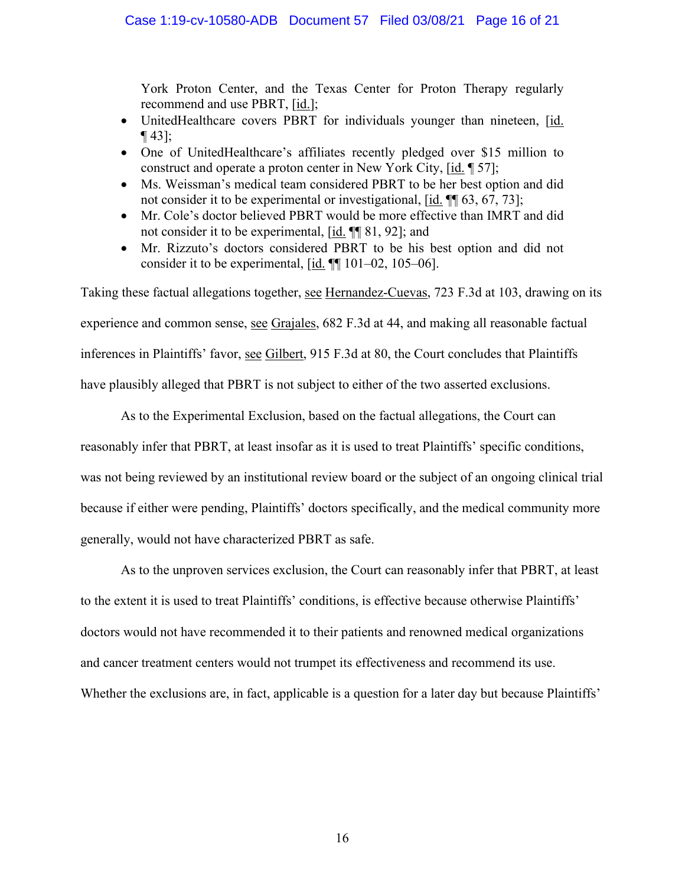York Proton Center, and the Texas Center for Proton Therapy regularly recommend and use PBRT, [id.];

- UnitedHealthcare covers PBRT for individuals younger than nineteen, [id. ¶ 43];
- One of UnitedHealthcare's affiliates recently pledged over $15 million to construct and operate a proton center in New York City, [id. ¶ 57];
- Ms. Weissman's medical team considered PBRT to be her best option and did not consider it to be experimental or investigational, [id. ¶¶ 63, 67, 73];
- Mr. Cole's doctor believed PBRT would be more effective than IMRT and did not consider it to be experimental, [id. ¶¶ 81, 92]; and
- Mr. Rizzuto's doctors considered PBRT to be his best option and did not consider it to be experimental, [id. ¶¶ 101–02, 105–06].

Taking these factual allegations together, see Hernandez-Cuevas, 723 F.3d at 103, drawing on its experience and common sense, see Grajales, 682 F.3d at 44, and making all reasonable factual inferences in Plaintiffs' favor, see Gilbert, 915 F.3d at 80, the Court concludes that Plaintiffs have plausibly alleged that PBRT is not subject to either of the two asserted exclusions.

As to the Experimental Exclusion, based on the factual allegations, the Court can reasonably infer that PBRT, at least insofar as it is used to treat Plaintiffs' specific conditions, was not being reviewed by an institutional review board or the subject of an ongoing clinical trial because if either were pending, Plaintiffs' doctors specifically, and the medical community more generally, would not have characterized PBRT as safe.

As to the unproven services exclusion, the Court can reasonably infer that PBRT, at least to the extent it is used to treat Plaintiffs' conditions, is effective because otherwise Plaintiffs' doctors would not have recommended it to their patients and renowned medical organizations and cancer treatment centers would not trumpet its effectiveness and recommend its use. Whether the exclusions are, in fact, applicable is a question for a later day but because Plaintiffs'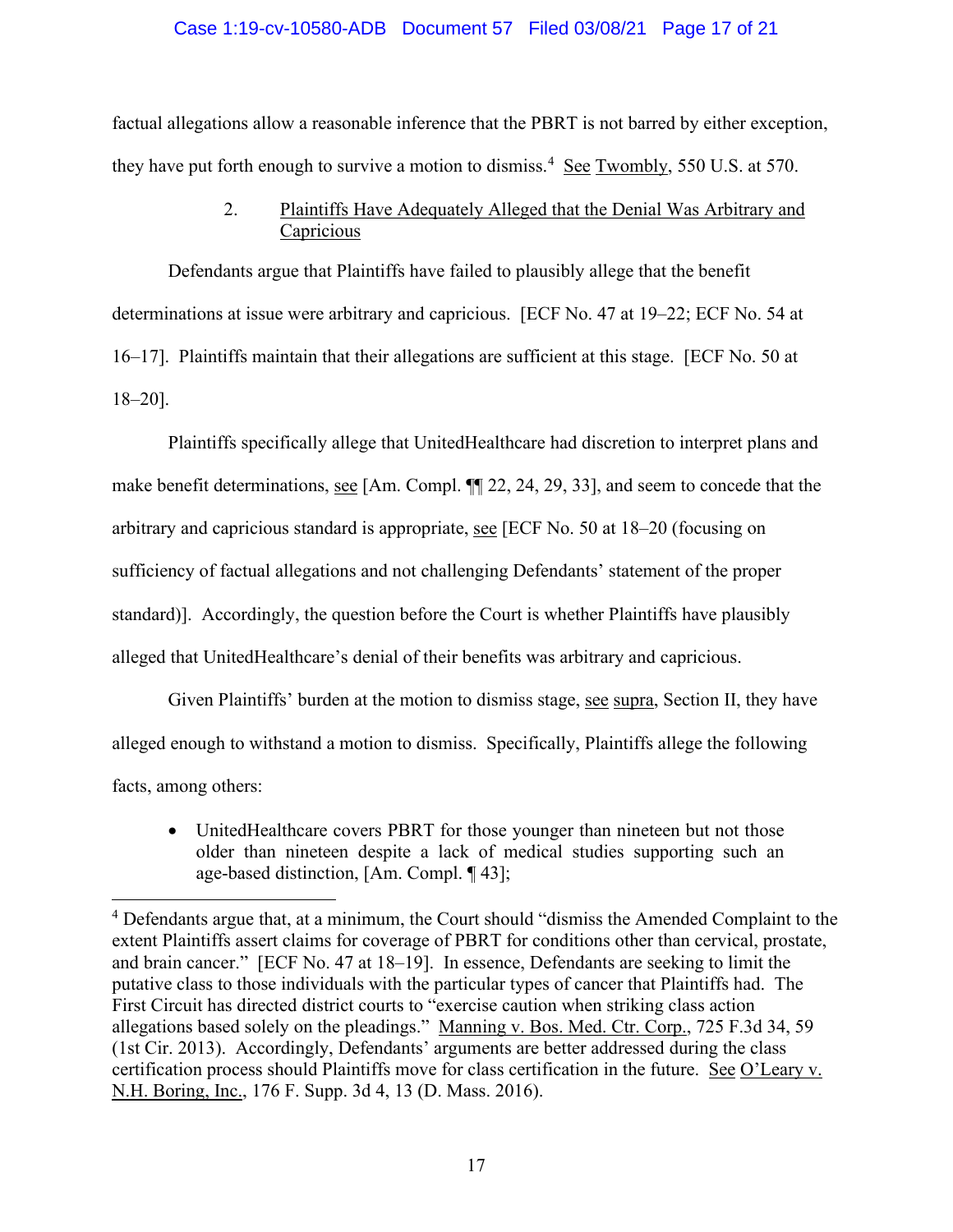factual allegations allow a reasonable inference that the PBRT is not barred by either exception, they have put forth enough to survive a motion to dismiss.[4] See Twombly, 550 U.S. at 570.

### 2. Plaintiffs Have Adequately Alleged that the Denial Was Arbitrary and Capricious

Defendants argue that Plaintiffs have failed to plausibly allege that the benefit determinations at issue were arbitrary and capricious. [ECF No. 47 at 19–22; ECF No. 54 at 16–17]. Plaintiffs maintain that their allegations are sufficient at this stage. [ECF No. 50 at 18–20].

Plaintiffs specifically allege that UnitedHealthcare had discretion to interpret plans and make benefit determinations, see [Am. Compl. ¶¶ 22, 24, 29, 33], and seem to concede that the arbitrary and capricious standard is appropriate, see [ECF No. 50 at 18–20 (focusing on sufficiency of factual allegations and not challenging Defendants' statement of the proper standard)]. Accordingly, the question before the Court is whether Plaintiffs have plausibly alleged that UnitedHealthcare's denial of their benefits was arbitrary and capricious.

Given Plaintiffs' burden at the motion to dismiss stage, see supra, Section II, they have alleged enough to withstand a motion to dismiss. Specifically, Plaintiffs allege the following facts, among others:

- UnitedHealthcare covers PBRT for those younger than nineteen but not those older than nineteen despite a lack of medical studies supporting such an age-based distinction, [Am. Compl. ¶ 43];

---

[4] Defendants argue that, at a minimum, the Court should "dismiss the Amended Complaint to the extent Plaintiffs assert claims for coverage of PBRT for conditions other than cervical, prostate, and brain cancer." [ECF No. 47 at 18–19]. In essence, Defendants are seeking to limit the putative class to those individuals with the particular types of cancer that Plaintiffs had. The First Circuit has directed district courts to "exercise caution when striking class action allegations based solely on the pleadings." Manning v. Bos. Med. Ctr. Corp., 725 F.3d 34, 59 (1st Cir. 2013). Accordingly, Defendants' arguments are better addressed during the class certification process should Plaintiffs move for class certification in the future. See O'Leary v. N.H. Boring, Inc., 176 F. Supp. 3d 4, 13 (D. Mass. 2016).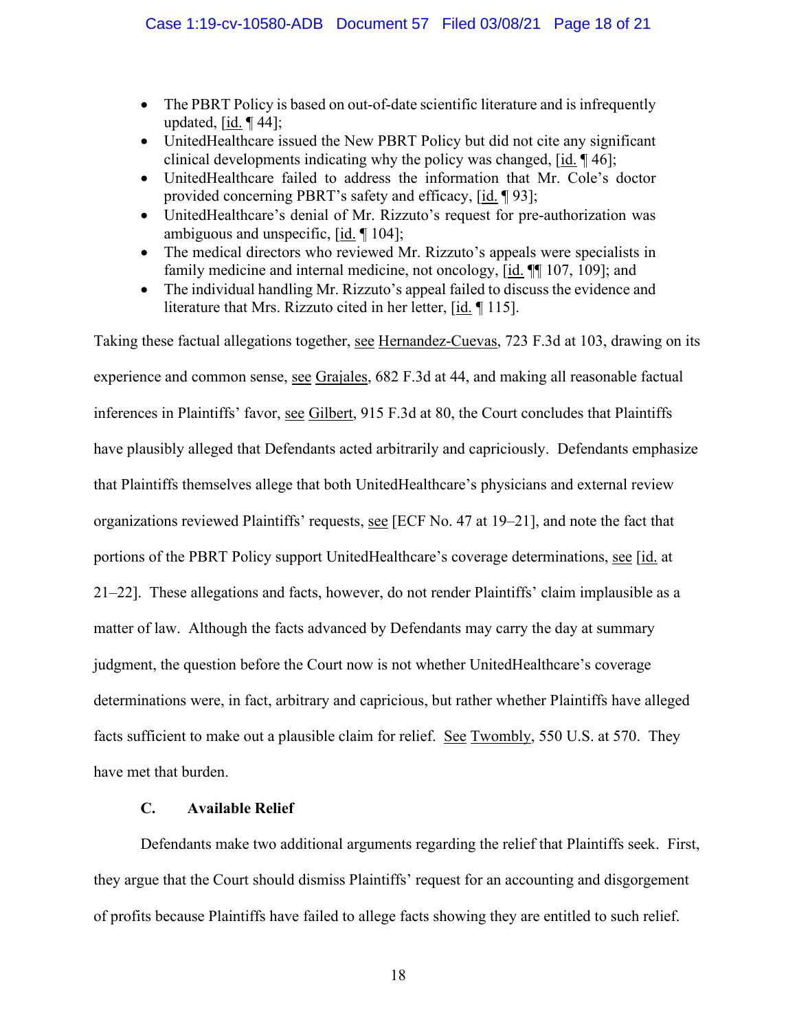- The PBRT Policy is based on out-of-date scientific literature and is infrequently updated, [id. ¶ 44];
- UnitedHealthcare issued the New PBRT Policy but did not cite any significant clinical developments indicating why the policy was changed, [id. ¶ 46];
- UnitedHealthcare failed to address the information that Mr. Cole's doctor provided concerning PBRT's safety and efficacy, [id. ¶ 93];
- UnitedHealthcare's denial of Mr. Rizzuto's request for pre-authorization was ambiguous and unspecific, [id. ¶ 104];
- The medical directors who reviewed Mr. Rizzuto's appeals were specialists in family medicine and internal medicine, not oncology, [id. ¶¶ 107, 109]; and
- The individual handling Mr. Rizzuto's appeal failed to discuss the evidence and literature that Mrs. Rizzuto cited in her letter, [id. ¶ 115].

Taking these factual allegations together, see Hernandez-Cuevas, 723 F.3d at 103, drawing on its experience and common sense, see Grajales, 682 F.3d at 44, and making all reasonable factual inferences in Plaintiffs' favor, see Gilbert, 915 F.3d at 80, the Court concludes that Plaintiffs have plausibly alleged that Defendants acted arbitrarily and capriciously. Defendants emphasize that Plaintiffs themselves allege that both UnitedHealthcare's physicians and external review organizations reviewed Plaintiffs' requests, see [ECF No. 47 at 19–21], and note the fact that portions of the PBRT Policy support UnitedHealthcare's coverage determinations, see [id. at 21–22]. These allegations and facts, however, do not render Plaintiffs' claim implausible as a matter of law. Although the facts advanced by Defendants may carry the day at summary judgment, the question before the Court now is not whether UnitedHealthcare's coverage determinations were, in fact, arbitrary and capricious, but rather whether Plaintiffs have alleged facts sufficient to make out a plausible claim for relief. See Twombly, 550 U.S. at 570. They have met that burden.

### C. Available Relief

Defendants make two additional arguments regarding the relief that Plaintiffs seek. First, they argue that the Court should dismiss Plaintiffs' request for an accounting and disgorgement of profits because Plaintiffs have failed to allege facts showing they are entitled to such relief.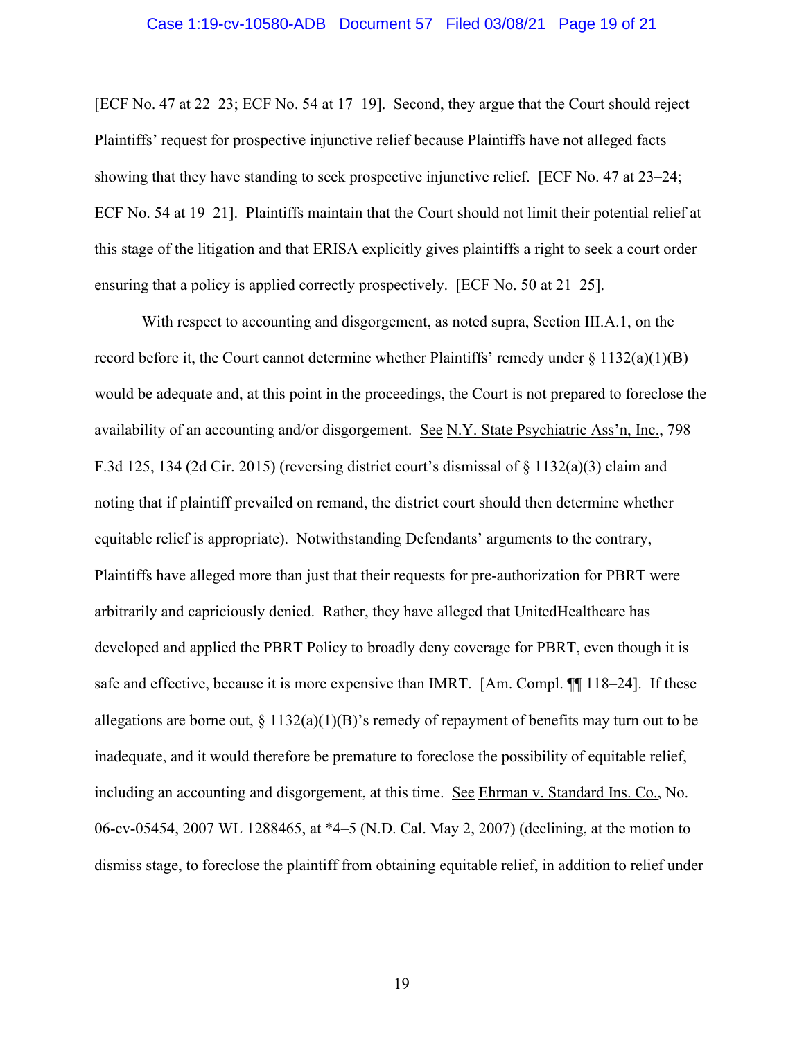[ECF No. 47 at 22–23; ECF No. 54 at 17–19]. Second, they argue that the Court should reject Plaintiffs' request for prospective injunctive relief because Plaintiffs have not alleged facts showing that they have standing to seek prospective injunctive relief. [ECF No. 47 at 23–24; ECF No. 54 at 19–21]. Plaintiffs maintain that the Court should not limit their potential relief at this stage of the litigation and that ERISA explicitly gives plaintiffs a right to seek a court order ensuring that a policy is applied correctly prospectively. [ECF No. 50 at 21–25].

With respect to accounting and disgorgement, as noted supra, Section III.A.1, on the record before it, the Court cannot determine whether Plaintiffs' remedy under § 1132(a)(1)(B) would be adequate and, at this point in the proceedings, the Court is not prepared to foreclose the availability of an accounting and/or disgorgement. See N.Y. State Psychiatric Ass'n, Inc., 798 F.3d 125, 134 (2d Cir. 2015) (reversing district court's dismissal of § 1132(a)(3) claim and noting that if plaintiff prevailed on remand, the district court should then determine whether equitable relief is appropriate). Notwithstanding Defendants' arguments to the contrary, Plaintiffs have alleged more than just that their requests for pre-authorization for PBRT were arbitrarily and capriciously denied. Rather, they have alleged that UnitedHealthcare has developed and applied the PBRT Policy to broadly deny coverage for PBRT, even though it is safe and effective, because it is more expensive than IMRT. [Am. Compl. ¶¶ 118–24]. If these allegations are borne out, § 1132(a)(1)(B)'s remedy of repayment of benefits may turn out to be inadequate, and it would therefore be premature to foreclose the possibility of equitable relief, including an accounting and disgorgement, at this time. See Ehrman v. Standard Ins. Co., No. 06-cv-05454, 2007 WL 1288465, at *4–5 (N.D. Cal. May 2, 2007) (declining, at the motion to dismiss stage, to foreclose the plaintiff from obtaining equitable relief, in addition to relief under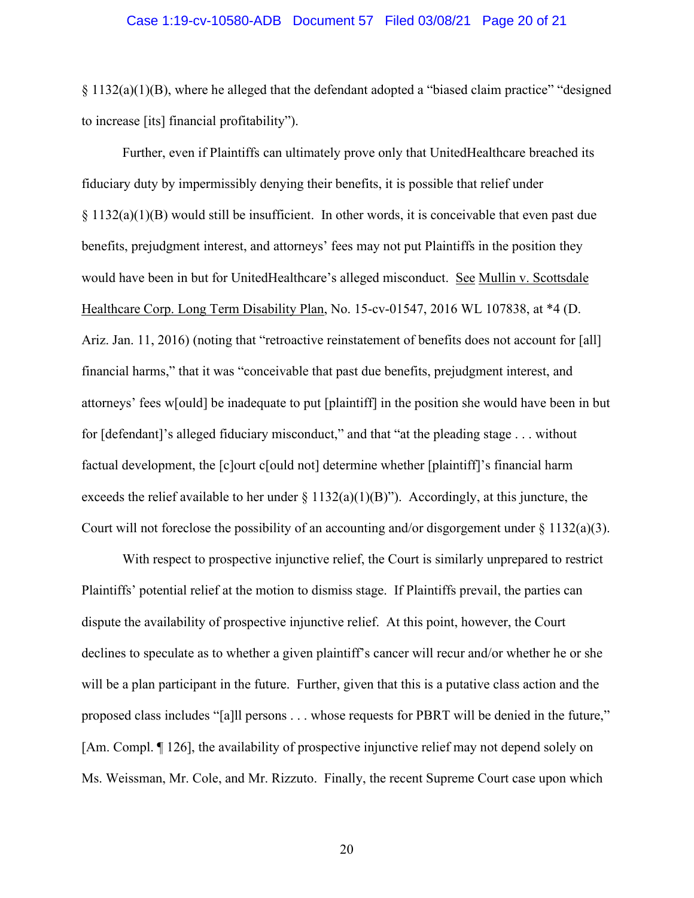§ 1132(a)(1)(B), where he alleged that the defendant adopted a "biased claim practice" "designed to increase [its] financial profitability").

Further, even if Plaintiffs can ultimately prove only that UnitedHealthcare breached its fiduciary duty by impermissibly denying their benefits, it is possible that relief under § 1132(a)(1)(B) would still be insufficient. In other words, it is conceivable that even past due benefits, prejudgment interest, and attorneys' fees may not put Plaintiffs in the position they would have been in but for UnitedHealthcare's alleged misconduct. See Mullin v. Scottsdale Healthcare Corp. Long Term Disability Plan, No. 15-cv-01547, 2016 WL 107838, at *4 (D. Ariz. Jan. 11, 2016) (noting that "retroactive reinstatement of benefits does not account for [all] financial harms," that it was "conceivable that past due benefits, prejudgment interest, and attorneys' fees w[ould] be inadequate to put [plaintiff] in the position she would have been in but for [defendant]'s alleged fiduciary misconduct," and that "at the pleading stage . . . without factual development, the [c]ourt c[ould not] determine whether [plaintiff]'s financial harm exceeds the relief available to her under § 1132(a)(1)(B)"). Accordingly, at this juncture, the Court will not foreclose the possibility of an accounting and/or disgorgement under § 1132(a)(3).

With respect to prospective injunctive relief, the Court is similarly unprepared to restrict Plaintiffs' potential relief at the motion to dismiss stage. If Plaintiffs prevail, the parties can dispute the availability of prospective injunctive relief. At this point, however, the Court declines to speculate as to whether a given plaintiff's cancer will recur and/or whether he or she will be a plan participant in the future. Further, given that this is a putative class action and the proposed class includes "[a]ll persons . . . whose requests for PBRT will be denied in the future," [Am. Compl. ¶ 126], the availability of prospective injunctive relief may not depend solely on Ms. Weissman, Mr. Cole, and Mr. Rizzuto. Finally, the recent Supreme Court case upon which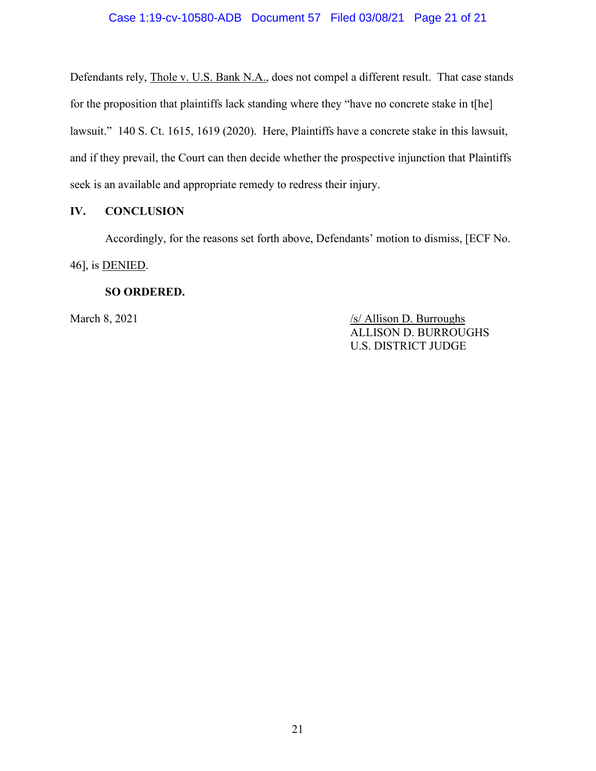Defendants rely, Thole v. U.S. Bank N.A., does not compel a different result. That case stands for the proposition that plaintiffs lack standing where they "have no concrete stake in t[he] lawsuit." 140 S. Ct. 1615, 1619 (2020). Here, Plaintiffs have a concrete stake in this lawsuit, and if they prevail, the Court can then decide whether the prospective injunction that Plaintiffs seek is an available and appropriate remedy to redress their injury.

## IV. CONCLUSION

Accordingly, for the reasons set forth above, Defendants' motion to dismiss, [ECF No. 46], is DENIED.

**SO ORDERED.**

March 8, 2021

/s/ Allison D. Burroughs
ALLISON D. BURROUGHS
U.S. DISTRICT JUDGE